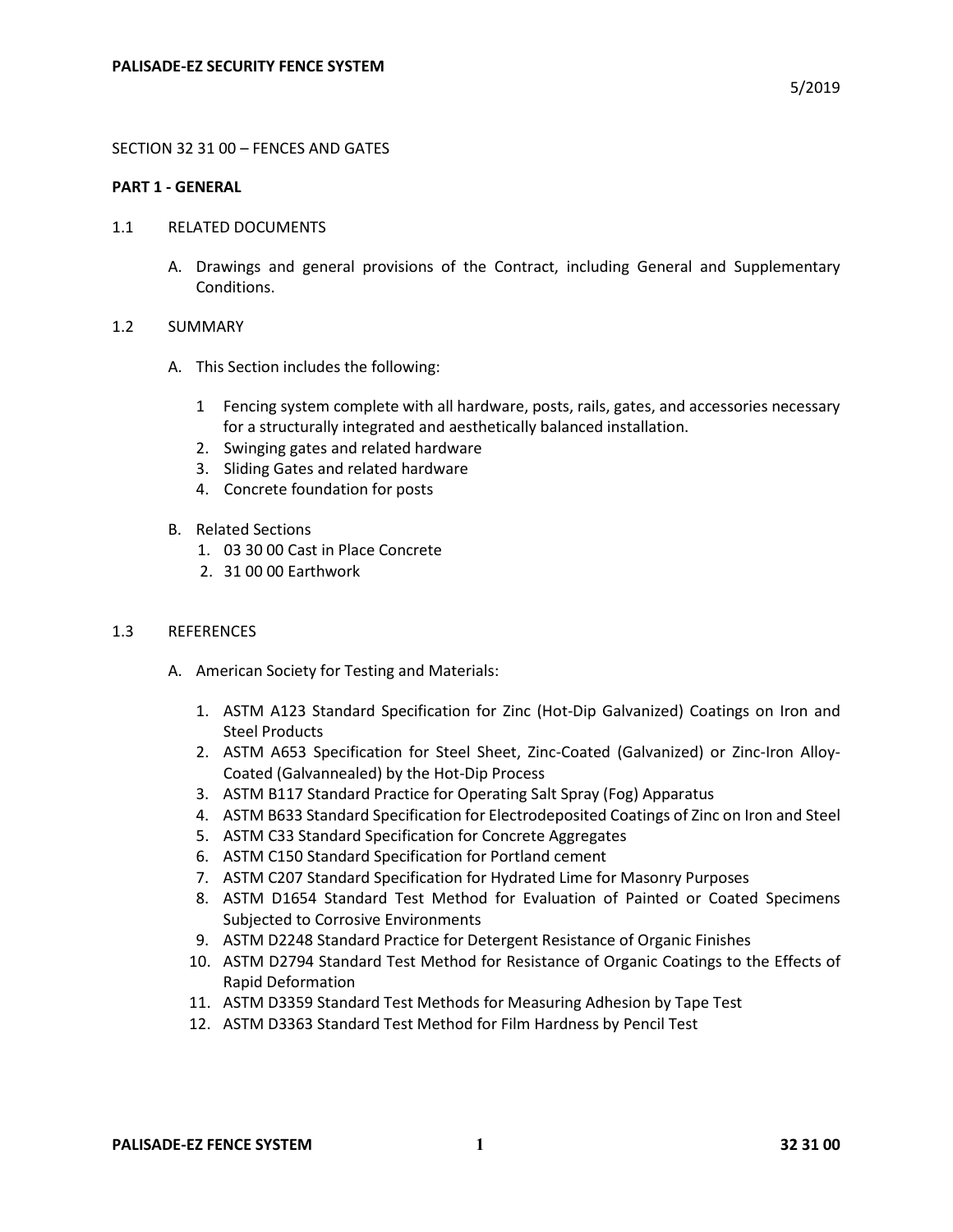# PALISADE-EZ SECURITY FENCE SYSTEM

5/2019

SECTION 32 31 00 – FENCES AND GATES

## PART 1 - GENERAL

1.1 RELATED DOCUMENTS

A. Drawings and general provisions of the Contract, including General and Supplementary Conditions.

1.2 SUMMARY

A. This Section includes the following:

1 Fencing system complete with all hardware, posts, rails, gates, and accessories necessary for a structurally integrated and aesthetically balanced installation.
2. Swinging gates and related hardware
3. Sliding Gates and related hardware
4. Concrete foundation for posts

B. Related Sections
1. 03 30 00 Cast in Place Concrete
2. 31 00 00 Earthwork

1.3 REFERENCES

A. American Society for Testing and Materials:

1. ASTM A123 Standard Specification for Zinc (Hot-Dip Galvanized) Coatings on Iron and Steel Products
2. ASTM A653 Specification for Steel Sheet, Zinc-Coated (Galvanized) or Zinc-Iron Alloy-Coated (Galvannealed) by the Hot-Dip Process
3. ASTM B117 Standard Practice for Operating Salt Spray (Fog) Apparatus
4. ASTM B633 Standard Specification for Electrodeposited Coatings of Zinc on Iron and Steel
5. ASTM C33 Standard Specification for Concrete Aggregates
6. ASTM C150 Standard Specification for Portland cement
7. ASTM C207 Standard Specification for Hydrated Lime for Masonry Purposes
8. ASTM D1654 Standard Test Method for Evaluation of Painted or Coated Specimens Subjected to Corrosive Environments
9. ASTM D2248 Standard Practice for Detergent Resistance of Organic Finishes
10. ASTM D2794 Standard Test Method for Resistance of Organic Coatings to the Effects of Rapid Deformation
11. ASTM D3359 Standard Test Methods for Measuring Adhesion by Tape Test
12. ASTM D3363 Standard Test Method for Film Hardness by Pencil Test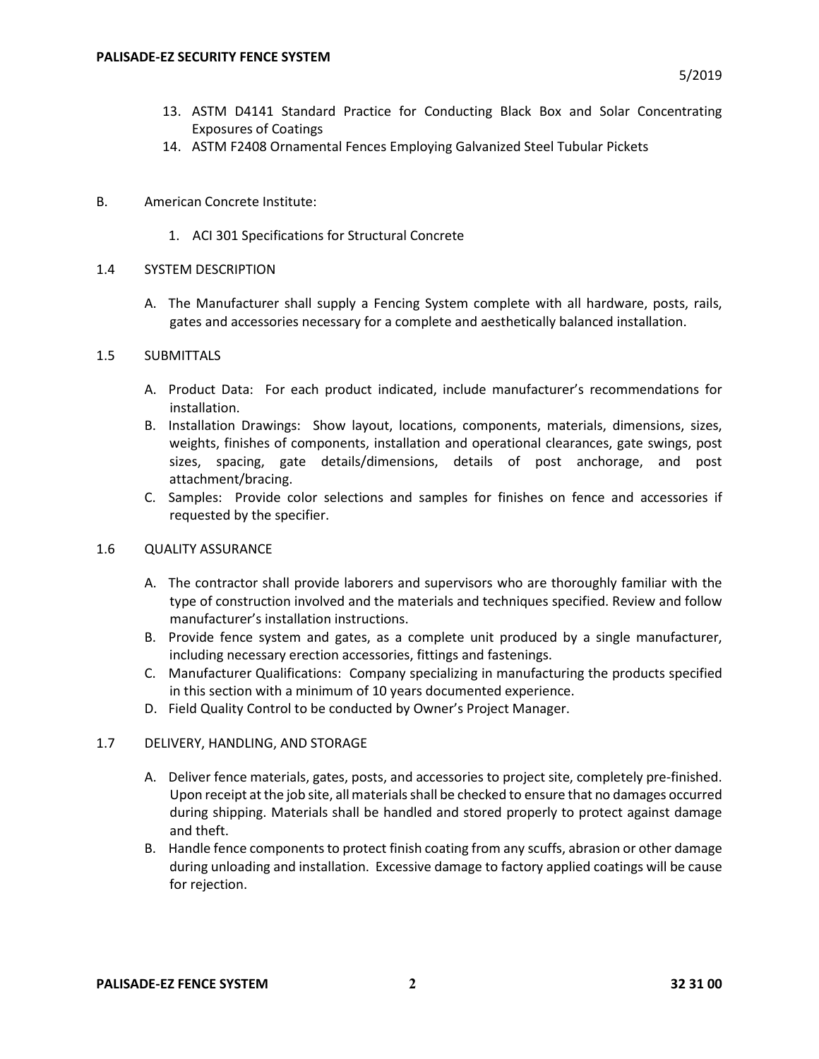13. ASTM D4141 Standard Practice for Conducting Black Box and Solar Concentrating Exposures of Coatings
14. ASTM F2408 Ornamental Fences Employing Galvanized Steel Tubular Pickets

B. American Concrete Institute:

1. ACI 301 Specifications for Structural Concrete

## 1.4 SYSTEM DESCRIPTION

A. The Manufacturer shall supply a Fencing System complete with all hardware, posts, rails, gates and accessories necessary for a complete and aesthetically balanced installation.

## 1.5 SUBMITTALS

A. Product Data: For each product indicated, include manufacturer's recommendations for installation.
B. Installation Drawings: Show layout, locations, components, materials, dimensions, sizes, weights, finishes of components, installation and operational clearances, gate swings, post sizes, spacing, gate details/dimensions, details of post anchorage, and post attachment/bracing.
C. Samples: Provide color selections and samples for finishes on fence and accessories if requested by the specifier.

## 1.6 QUALITY ASSURANCE

A. The contractor shall provide laborers and supervisors who are thoroughly familiar with the type of construction involved and the materials and techniques specified. Review and follow manufacturer's installation instructions.
B. Provide fence system and gates, as a complete unit produced by a single manufacturer, including necessary erection accessories, fittings and fastenings.
C. Manufacturer Qualifications: Company specializing in manufacturing the products specified in this section with a minimum of 10 years documented experience.
D. Field Quality Control to be conducted by Owner's Project Manager.

## 1.7 DELIVERY, HANDLING, AND STORAGE

A. Deliver fence materials, gates, posts, and accessories to project site, completely pre-finished. Upon receipt at the job site, all materials shall be checked to ensure that no damages occurred during shipping. Materials shall be handled and stored properly to protect against damage and theft.
B. Handle fence components to protect finish coating from any scuffs, abrasion or other damage during unloading and installation. Excessive damage to factory applied coatings will be cause for rejection.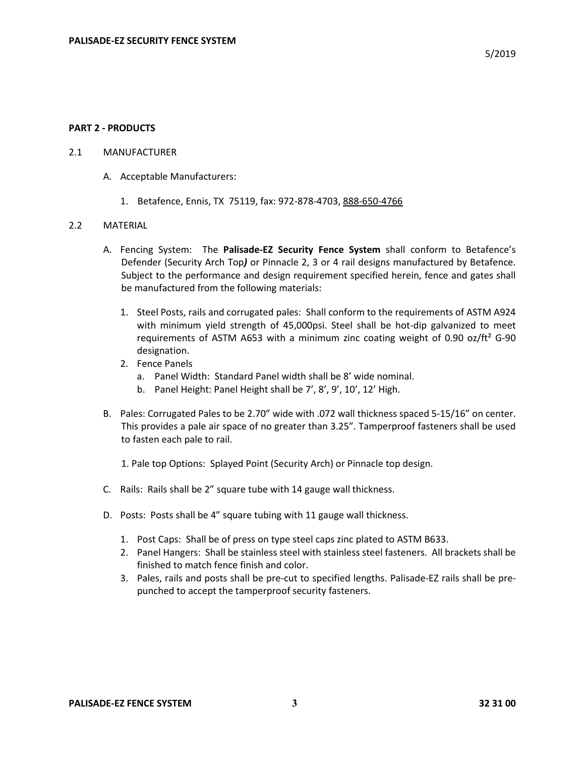## PART 2 - PRODUCTS

2.1 MANUFACTURER

A. Acceptable Manufacturers:

1. Betafence, Ennis, TX 75119, fax: 972-878-4703, 888-650-4766

2.2 MATERIAL

A. Fencing System: The **Palisade-EZ Security Fence System** shall conform to Betafence's Defender (Security Arch Top***)*** or Pinnacle 2, 3 or 4 rail designs manufactured by Betafence. Subject to the performance and design requirement specified herein, fence and gates shall be manufactured from the following materials:

1. Steel Posts, rails and corrugated pales: Shall conform to the requirements of ASTM A924 with minimum yield strength of 45,000psi. Steel shall be hot-dip galvanized to meet requirements of ASTM A653 with a minimum zinc coating weight of 0.90 oz/ft$^2$ G-90 designation.
2. Fence Panels
   a. Panel Width: Standard Panel width shall be 8' wide nominal.
   b. Panel Height: Panel Height shall be 7', 8', 9', 10', 12' High.

B. Pales: Corrugated Pales to be 2.70" wide with .072 wall thickness spaced 5-15/16" on center. This provides a pale air space of no greater than 3.25". Tamperproof fasteners shall be used to fasten each pale to rail.

1. Pale top Options: Splayed Point (Security Arch) or Pinnacle top design.

C. Rails: Rails shall be 2" square tube with 14 gauge wall thickness.

D. Posts: Posts shall be 4" square tubing with 11 gauge wall thickness.

1. Post Caps: Shall be of press on type steel caps zinc plated to ASTM B633.
2. Panel Hangers: Shall be stainless steel with stainless steel fasteners. All brackets shall be finished to match fence finish and color.
3. Pales, rails and posts shall be pre-cut to specified lengths. Palisade-EZ rails shall be pre-punched to accept the tamperproof security fasteners.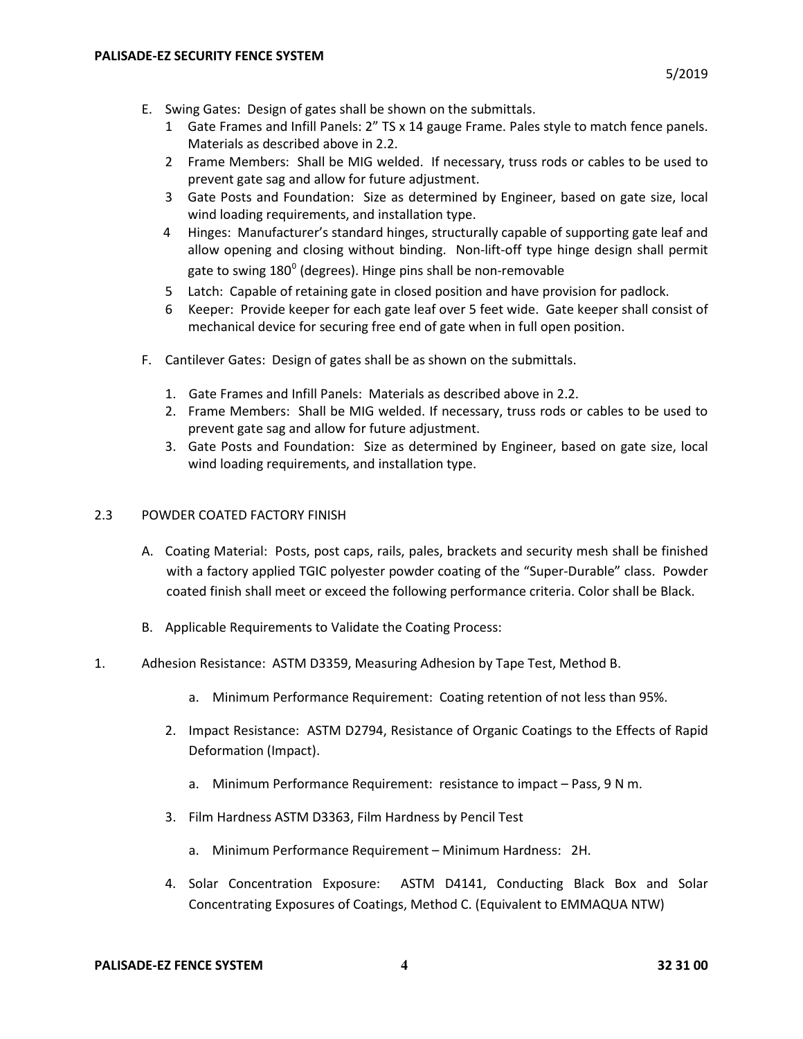E. Swing Gates: Design of gates shall be shown on the submittals.
   1. Gate Frames and Infill Panels: 2" TS x 14 gauge Frame. Pales style to match fence panels. Materials as described above in 2.2.
   2. Frame Members: Shall be MIG welded. If necessary, truss rods or cables to be used to prevent gate sag and allow for future adjustment.
   3. Gate Posts and Foundation: Size as determined by Engineer, based on gate size, local wind loading requirements, and installation type.
   4. Hinges: Manufacturer's standard hinges, structurally capable of supporting gate leaf and allow opening and closing without binding. Non-lift-off type hinge design shall permit gate to swing $180^0$ (degrees). Hinge pins shall be non-removable
   5. Latch: Capable of retaining gate in closed position and have provision for padlock.
   6. Keeper: Provide keeper for each gate leaf over 5 feet wide. Gate keeper shall consist of mechanical device for securing free end of gate when in full open position.

F. Cantilever Gates: Design of gates shall be as shown on the submittals.
   1. Gate Frames and Infill Panels: Materials as described above in 2.2.
   2. Frame Members: Shall be MIG welded. If necessary, truss rods or cables to be used to prevent gate sag and allow for future adjustment.
   3. Gate Posts and Foundation: Size as determined by Engineer, based on gate size, local wind loading requirements, and installation type.

## 2.3 POWDER COATED FACTORY FINISH

A. Coating Material: Posts, post caps, rails, pales, brackets and security mesh shall be finished with a factory applied TGIC polyester powder coating of the "Super-Durable" class. Powder coated finish shall meet or exceed the following performance criteria. Color shall be Black.

B. Applicable Requirements to Validate the Coating Process:

1. Adhesion Resistance: ASTM D3359, Measuring Adhesion by Tape Test, Method B.
   a. Minimum Performance Requirement: Coating retention of not less than 95%.
2. Impact Resistance: ASTM D2794, Resistance of Organic Coatings to the Effects of Rapid Deformation (Impact).
   a. Minimum Performance Requirement: resistance to impact – Pass, 9 N m.
3. Film Hardness ASTM D3363, Film Hardness by Pencil Test
   a. Minimum Performance Requirement – Minimum Hardness: 2H.
4. Solar Concentration Exposure: ASTM D4141, Conducting Black Box and Solar Concentrating Exposures of Coatings, Method C. (Equivalent to EMMAQUA NTW)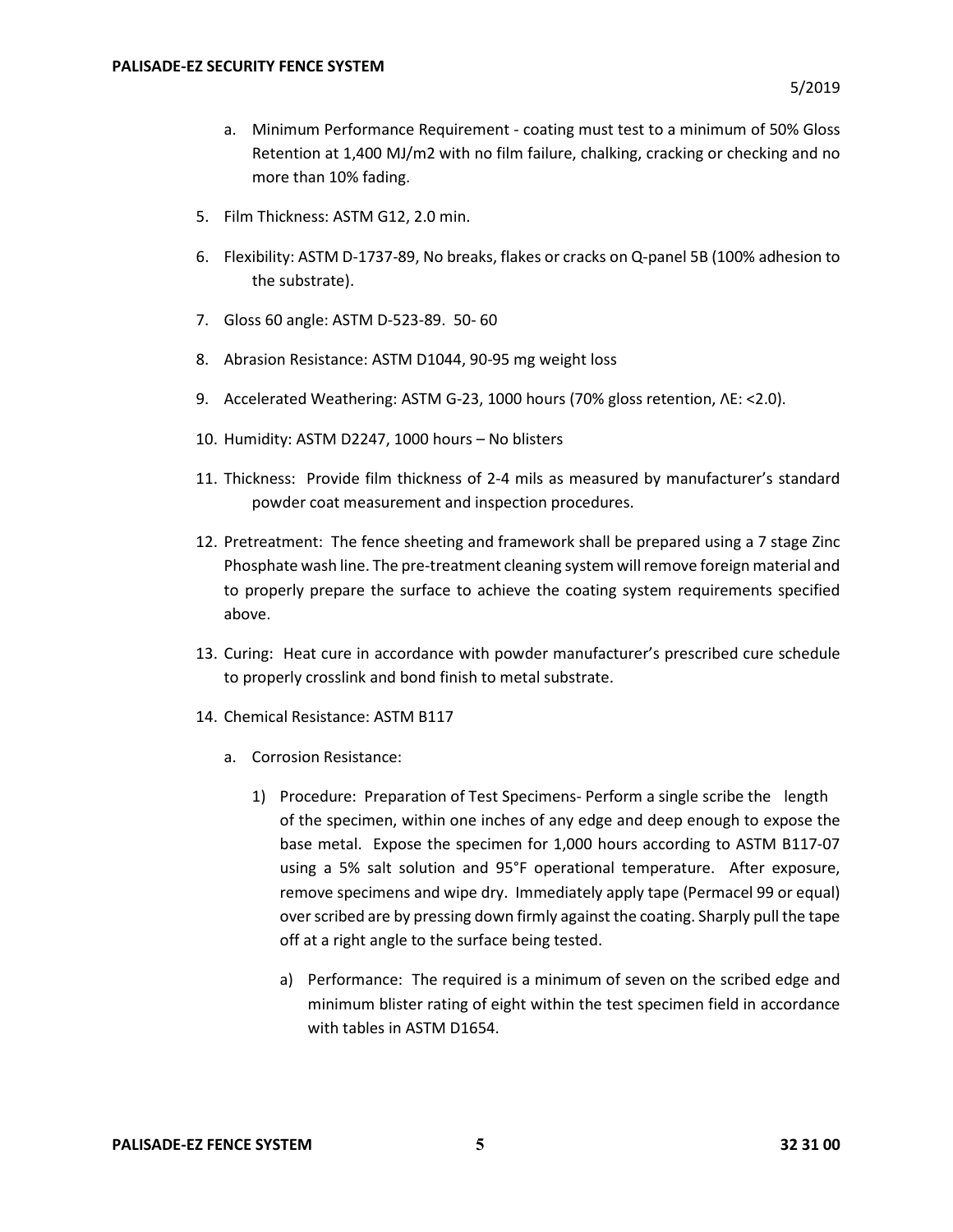a. Minimum Performance Requirement - coating must test to a minimum of 50% Gloss Retention at 1,400 MJ/m2 with no film failure, chalking, cracking or checking and no more than 10% fading.

5. Film Thickness: ASTM G12, 2.0 min.

6. Flexibility: ASTM D-1737-89, No breaks, flakes or cracks on Q-panel 5B (100% adhesion to the substrate).

7. Gloss 60 angle: ASTM D-523-89. 50- 60

8. Abrasion Resistance: ASTM D1044, 90-95 mg weight loss

9. Accelerated Weathering: ASTM G-23, 1000 hours (70% gloss retention, ΛE: <2.0).

10. Humidity: ASTM D2247, 1000 hours – No blisters

11. Thickness: Provide film thickness of 2-4 mils as measured by manufacturer's standard powder coat measurement and inspection procedures.

12. Pretreatment: The fence sheeting and framework shall be prepared using a 7 stage Zinc Phosphate wash line. The pre-treatment cleaning system will remove foreign material and to properly prepare the surface to achieve the coating system requirements specified above.

13. Curing: Heat cure in accordance with powder manufacturer's prescribed cure schedule to properly crosslink and bond finish to metal substrate.

14. Chemical Resistance: ASTM B117

    a. Corrosion Resistance:

        1) Procedure: Preparation of Test Specimens- Perform a single scribe the length of the specimen, within one inches of any edge and deep enough to expose the base metal. Expose the specimen for 1,000 hours according to ASTM B117-07 using a 5% salt solution and 95°F operational temperature. After exposure, remove specimens and wipe dry. Immediately apply tape (Permacel 99 or equal) over scribed are by pressing down firmly against the coating. Sharply pull the tape off at a right angle to the surface being tested.

            a) Performance: The required is a minimum of seven on the scribed edge and minimum blister rating of eight within the test specimen field in accordance with tables in ASTM D1654.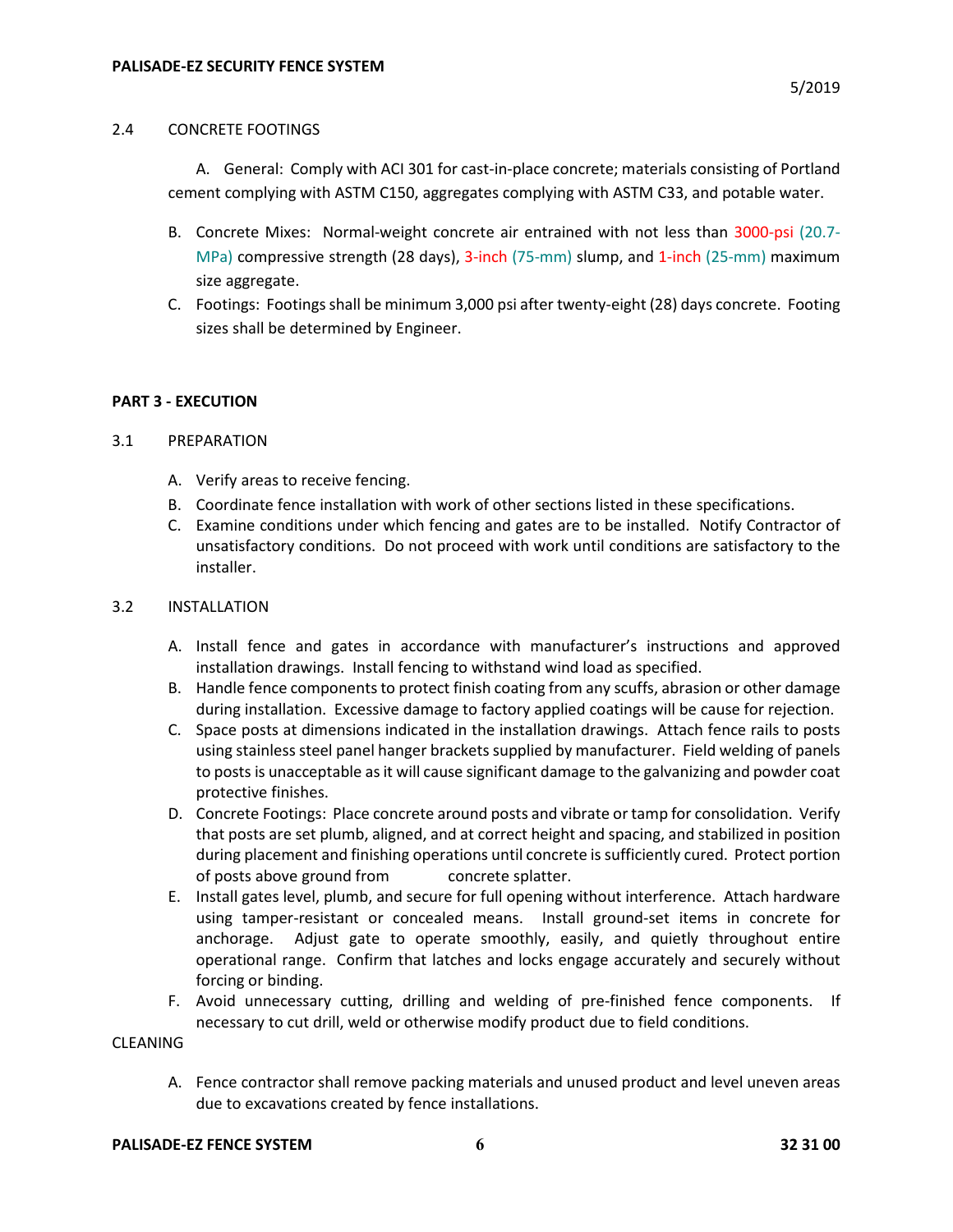2.4 CONCRETE FOOTINGS

A. General: Comply with ACI 301 for cast-in-place concrete; materials consisting of Portland cement complying with ASTM C150, aggregates complying with ASTM C33, and potable water.

B. Concrete Mixes: Normal-weight concrete air entrained with not less than 3000-psi (20.7-MPa) compressive strength (28 days), 3-inch (75-mm) slump, and 1-inch (25-mm) maximum size aggregate.

C. Footings: Footings shall be minimum 3,000 psi after twenty-eight (28) days concrete. Footing sizes shall be determined by Engineer.

## PART 3 - EXECUTION

3.1 PREPARATION

A. Verify areas to receive fencing.

B. Coordinate fence installation with work of other sections listed in these specifications.

C. Examine conditions under which fencing and gates are to be installed. Notify Contractor of unsatisfactory conditions. Do not proceed with work until conditions are satisfactory to the installer.

3.2 INSTALLATION

A. Install fence and gates in accordance with manufacturer's instructions and approved installation drawings. Install fencing to withstand wind load as specified.

B. Handle fence components to protect finish coating from any scuffs, abrasion or other damage during installation. Excessive damage to factory applied coatings will be cause for rejection.

C. Space posts at dimensions indicated in the installation drawings. Attach fence rails to posts using stainless steel panel hanger brackets supplied by manufacturer. Field welding of panels to posts is unacceptable as it will cause significant damage to the galvanizing and powder coat protective finishes.

D. Concrete Footings: Place concrete around posts and vibrate or tamp for consolidation. Verify that posts are set plumb, aligned, and at correct height and spacing, and stabilized in position during placement and finishing operations until concrete is sufficiently cured. Protect portion of posts above ground from concrete splatter.

E. Install gates level, plumb, and secure for full opening without interference. Attach hardware using tamper-resistant or concealed means. Install ground-set items in concrete for anchorage. Adjust gate to operate smoothly, easily, and quietly throughout entire operational range. Confirm that latches and locks engage accurately and securely without forcing or binding.

F. Avoid unnecessary cutting, drilling and welding of pre-finished fence components. If necessary to cut drill, weld or otherwise modify product due to field conditions.

CLEANING

A. Fence contractor shall remove packing materials and unused product and level uneven areas due to excavations created by fence installations.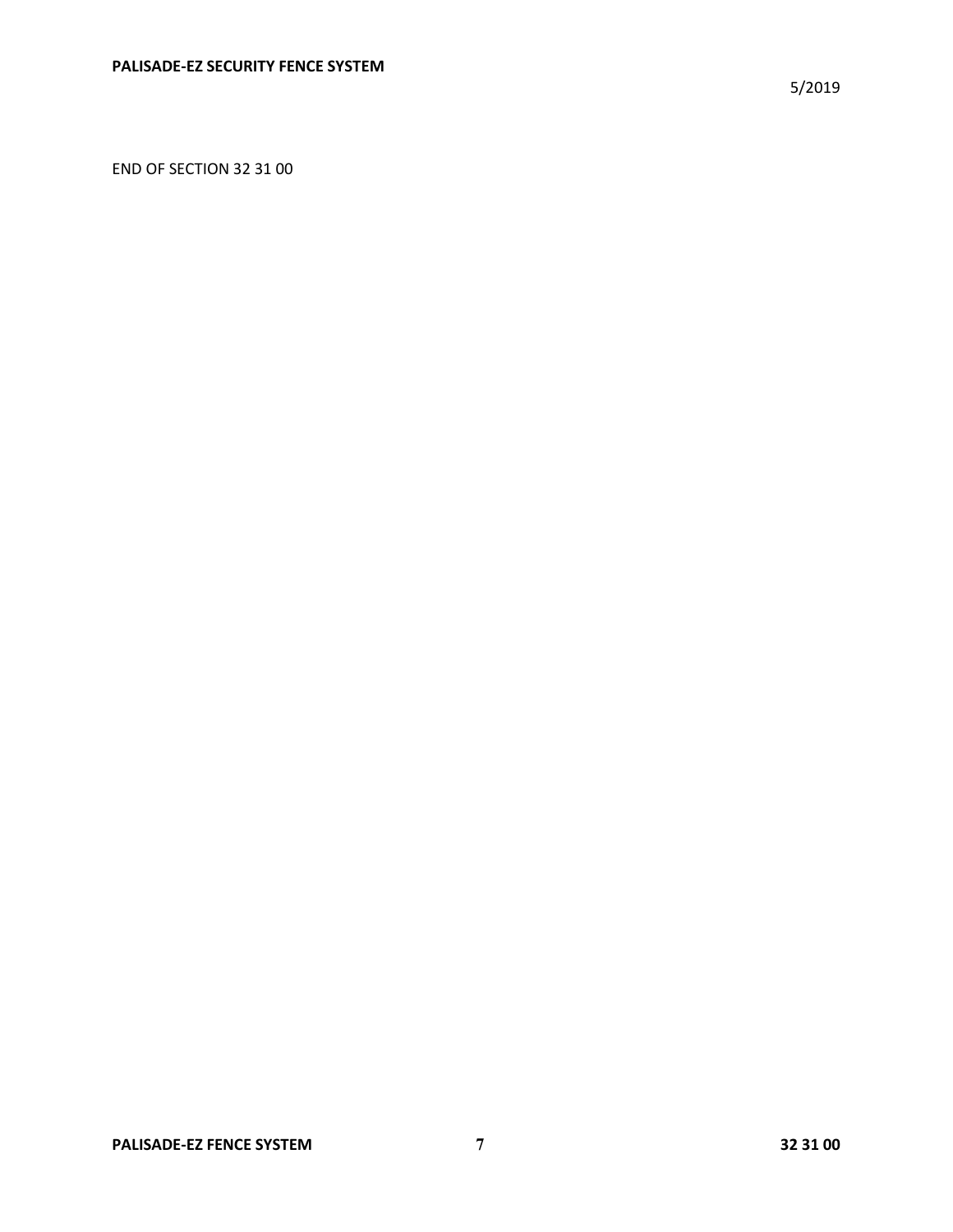END OF SECTION 32 31 00